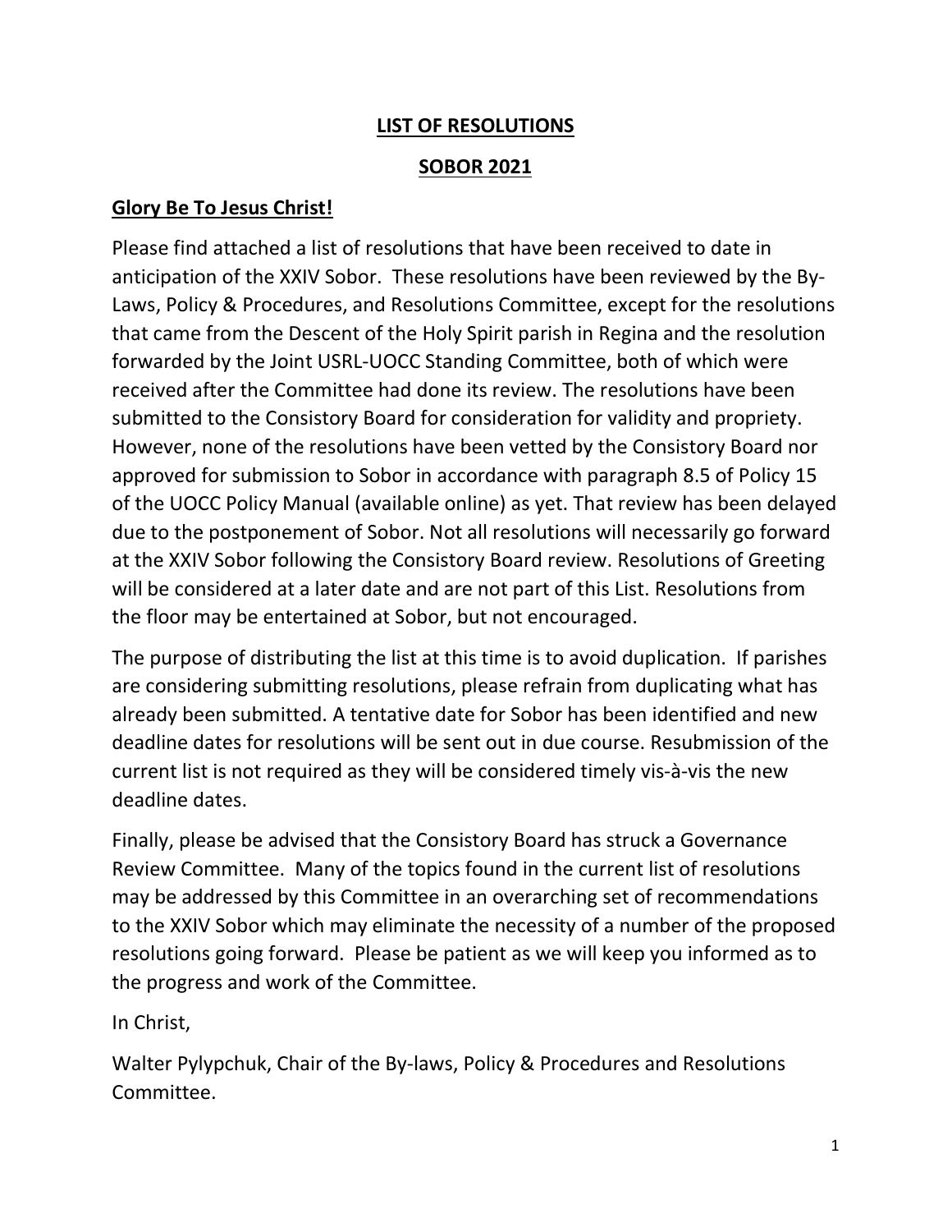# **LIST OF RESOLUTIONS**

## **SOBOR 2021**

### **Glory Be To Jesus Christ!**

Please find attached a list of resolutions that have been received to date in anticipation of the XXIV Sobor. These resolutions have been reviewed by the By-Laws, Policy & Procedures, and Resolutions Committee, except for the resolutions that came from the Descent of the Holy Spirit parish in Regina and the resolution forwarded by the Joint USRL-UOCC Standing Committee, both of which were received after the Committee had done its review. The resolutions have been submitted to the Consistory Board for consideration for validity and propriety. However, none of the resolutions have been vetted by the Consistory Board nor approved for submission to Sobor in accordance with paragraph 8.5 of Policy 15 of the UOCC Policy Manual (available online) as yet. That review has been delayed due to the postponement of Sobor. Not all resolutions will necessarily go forward at the XXIV Sobor following the Consistory Board review. Resolutions of Greeting will be considered at a later date and are not part of this List. Resolutions from the floor may be entertained at Sobor, but not encouraged.

The purpose of distributing the list at this time is to avoid duplication. If parishes are considering submitting resolutions, please refrain from duplicating what has already been submitted. A tentative date for Sobor has been identified and new deadline dates for resolutions will be sent out in due course. Resubmission of the current list is not required as they will be considered timely vis-à-vis the new deadline dates.

Finally, please be advised that the Consistory Board has struck a Governance Review Committee. Many of the topics found in the current list of resolutions may be addressed by this Committee in an overarching set of recommendations to the XXIV Sobor which may eliminate the necessity of a number of the proposed resolutions going forward. Please be patient as we will keep you informed as to the progress and work of the Committee.

In Christ,

Walter Pylypchuk, Chair of the By-laws, Policy & Procedures and Resolutions Committee.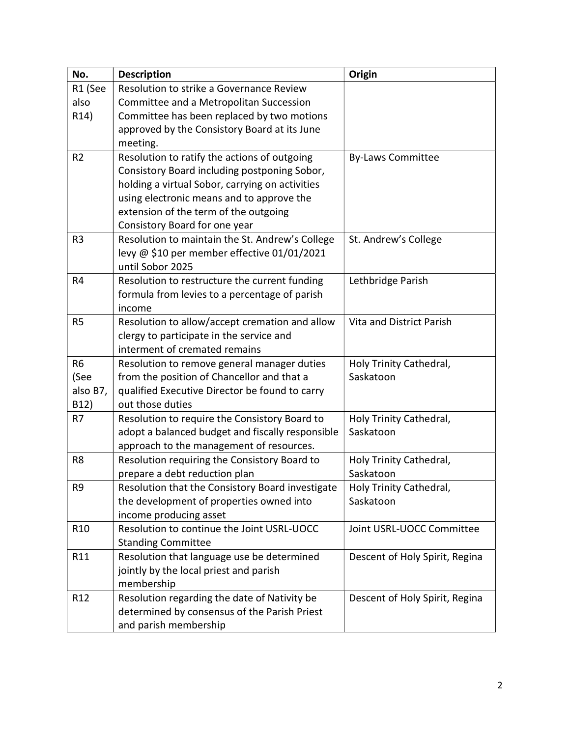| No. | Description | Origin |
| --- | --- | --- |
| R1 (See also R14) | Resolution to strike a Governance Review Committee and a Metropolitan Succession Committee has been replaced by two motions approved by the Consistory Board at its June meeting. | |
| R2 | Resolution to ratify the actions of outgoing Consistory Board including postponing Sobor, holding a virtual Sobor, carrying on activities using electronic means and to approve the extension of the term of the outgoing Consistory Board for one year | By-Laws Committee |
| R3 | Resolution to maintain the St. Andrew's College levy @ $10 per member effective 01/01/2021 until Sobor 2025 | St. Andrew's College |
| R4 | Resolution to restructure the current funding formula from levies to a percentage of parish income | Lethbridge Parish |
| R5 | Resolution to allow/accept cremation and allow clergy to participate in the service and interment of cremated remains | Vita and District Parish |
| R6 (See also B7, B12) | Resolution to remove general manager duties from the position of Chancellor and that a qualified Executive Director be found to carry out those duties | Holy Trinity Cathedral, Saskatoon |
| R7 | Resolution to require the Consistory Board to adopt a balanced budget and fiscally responsible approach to the management of resources. | Holy Trinity Cathedral, Saskatoon |
| R8 | Resolution requiring the Consistory Board to prepare a debt reduction plan | Holy Trinity Cathedral, Saskatoon |
| R9 | Resolution that the Consistory Board investigate the development of properties owned into income producing asset | Holy Trinity Cathedral, Saskatoon |
| R10 | Resolution to continue the Joint USRL-UOCC Standing Committee | Joint USRL-UOCC Committee |
| R11 | Resolution that language use be determined jointly by the local priest and parish membership | Descent of Holy Spirit, Regina |
| R12 | Resolution regarding the date of Nativity be determined by consensus of the Parish Priest and parish membership | Descent of Holy Spirit, Regina |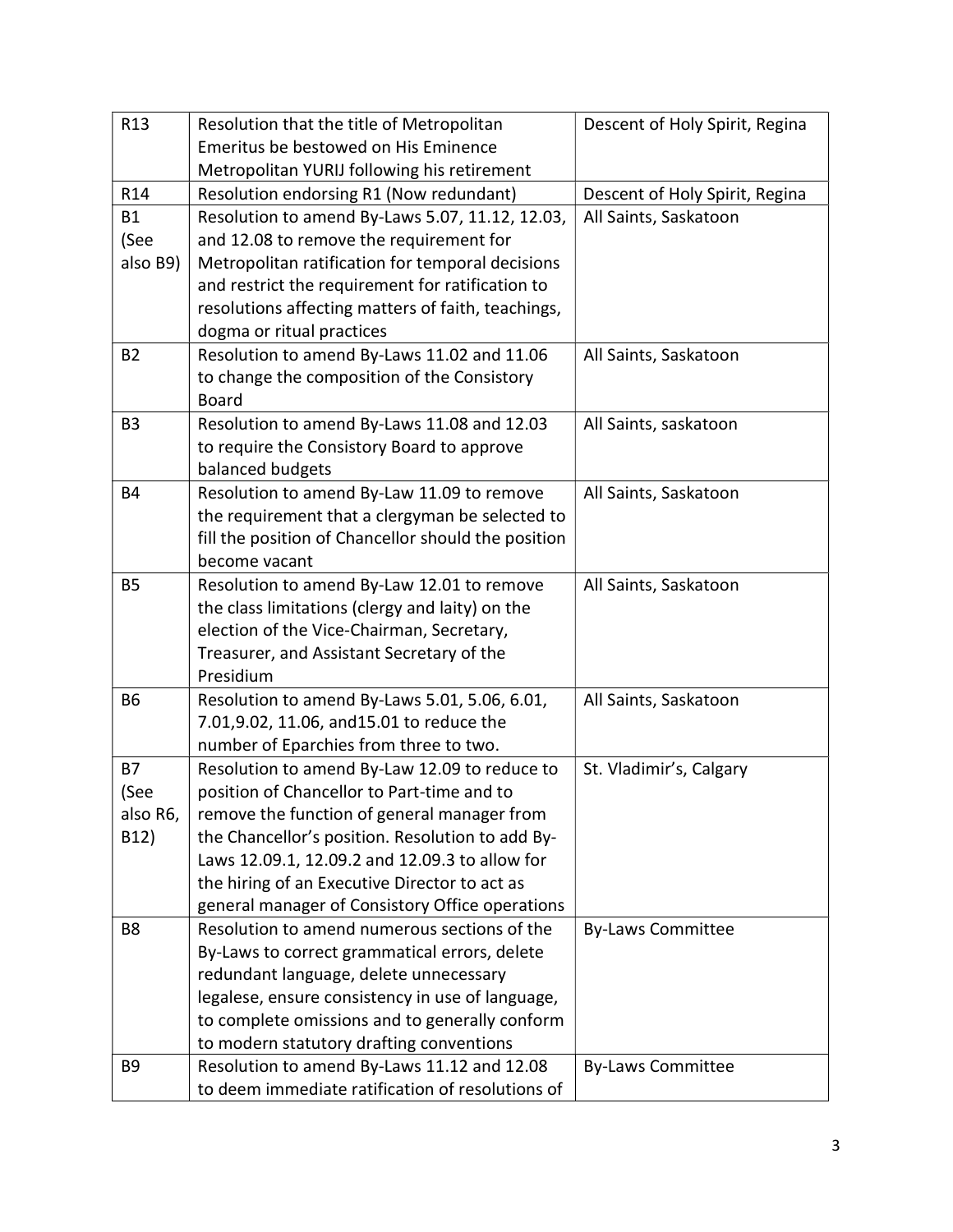| R13 | Resolution that the title of Metropolitan Emeritus be bestowed on His Eminence Metropolitan YURIJ following his retirement | Descent of Holy Spirit, Regina |
|---|---|---|
| R14 | Resolution endorsing R1 (Now redundant) | Descent of Holy Spirit, Regina |
| B1 (See also B9) | Resolution to amend By-Laws 5.07, 11.12, 12.03, and 12.08 to remove the requirement for Metropolitan ratification for temporal decisions and restrict the requirement for ratification to resolutions affecting matters of faith, teachings, dogma or ritual practices | All Saints, Saskatoon |
| B2 | Resolution to amend By-Laws 11.02 and 11.06 to change the composition of the Consistory Board | All Saints, Saskatoon |
| B3 | Resolution to amend By-Laws 11.08 and 12.03 to require the Consistory Board to approve balanced budgets | All Saints, saskatoon |
| B4 | Resolution to amend By-Law 11.09 to remove the requirement that a clergyman be selected to fill the position of Chancellor should the position become vacant | All Saints, Saskatoon |
| B5 | Resolution to amend By-Law 12.01 to remove the class limitations (clergy and laity) on the election of the Vice-Chairman, Secretary, Treasurer, and Assistant Secretary of the Presidium | All Saints, Saskatoon |
| B6 | Resolution to amend By-Laws 5.01, 5.06, 6.01, 7.01,9.02, 11.06, and15.01 to reduce the number of Eparchies from three to two. | All Saints, Saskatoon |
| B7 (See also R6, B12) | Resolution to amend By-Law 12.09 to reduce to position of Chancellor to Part-time and to remove the function of general manager from the Chancellor's position. Resolution to add By-Laws 12.09.1, 12.09.2 and 12.09.3 to allow for the hiring of an Executive Director to act as general manager of Consistory Office operations | St. Vladimir's, Calgary |
| B8 | Resolution to amend numerous sections of the By-Laws to correct grammatical errors, delete redundant language, delete unnecessary legalese, ensure consistency in use of language, to complete omissions and to generally conform to modern statutory drafting conventions | By-Laws Committee |
| B9 | Resolution to amend By-Laws 11.12 and 12.08 to deem immediate ratification of resolutions of | By-Laws Committee |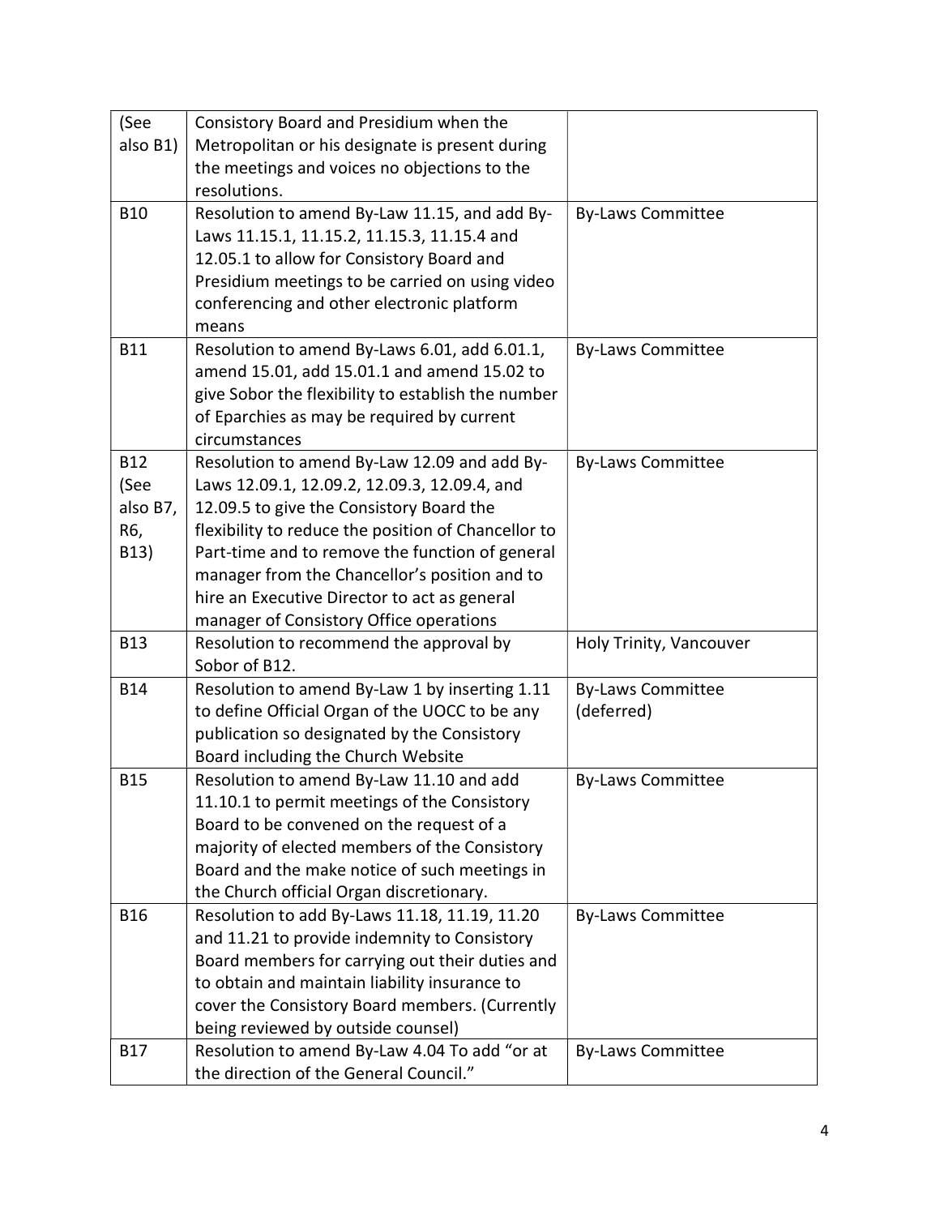| | | |
|---|---|---|
| (See also B1) | Consistory Board and Presidium when the Metropolitan or his designate is present during the meetings and voices no objections to the resolutions. | |
| B10 | Resolution to amend By-Law 11.15, and add By-Laws 11.15.1, 11.15.2, 11.15.3, 11.15.4 and 12.05.1 to allow for Consistory Board and Presidium meetings to be carried on using video conferencing and other electronic platform means | By-Laws Committee |
| B11 | Resolution to amend By-Laws 6.01, add 6.01.1, amend 15.01, add 15.01.1 and amend 15.02 to give Sobor the flexibility to establish the number of Eparchies as may be required by current circumstances | By-Laws Committee |
| B12 (See also B7, R6, B13) | Resolution to amend By-Law 12.09 and add By-Laws 12.09.1, 12.09.2, 12.09.3, 12.09.4, and 12.09.5 to give the Consistory Board the flexibility to reduce the position of Chancellor to Part-time and to remove the function of general manager from the Chancellor's position and to hire an Executive Director to act as general manager of Consistory Office operations | By-Laws Committee |
| B13 | Resolution to recommend the approval by Sobor of B12. | Holy Trinity, Vancouver |
| B14 | Resolution to amend By-Law 1 by inserting 1.11 to define Official Organ of the UOCC to be any publication so designated by the Consistory Board including the Church Website | By-Laws Committee (deferred) |
| B15 | Resolution to amend By-Law 11.10 and add 11.10.1 to permit meetings of the Consistory Board to be convened on the request of a majority of elected members of the Consistory Board and the make notice of such meetings in the Church official Organ discretionary. | By-Laws Committee |
| B16 | Resolution to add By-Laws 11.18, 11.19, 11.20 and 11.21 to provide indemnity to Consistory Board members for carrying out their duties and to obtain and maintain liability insurance to cover the Consistory Board members. (Currently being reviewed by outside counsel) | By-Laws Committee |
| B17 | Resolution to amend By-Law 4.04 To add "or at the direction of the General Council." | By-Laws Committee |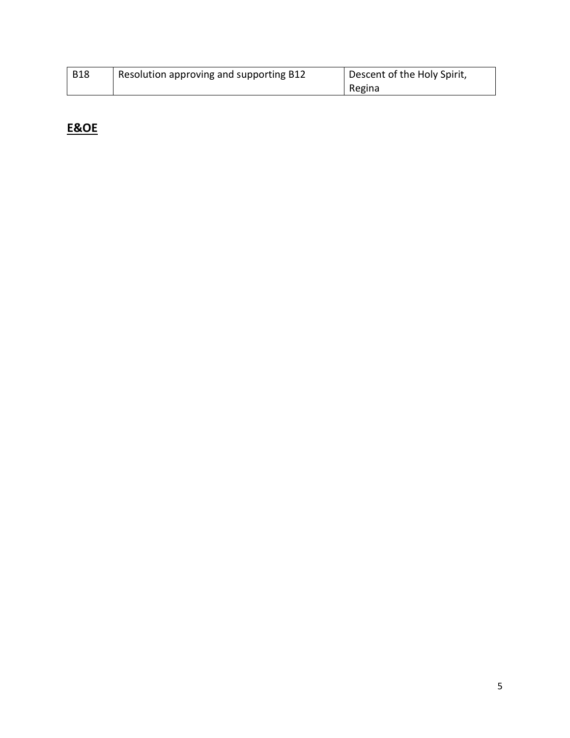| | | |
|---|---|---|
| B18 | Resolution approving and supporting B12 | Descent of the Holy Spirit, Regina |

**E&OE**